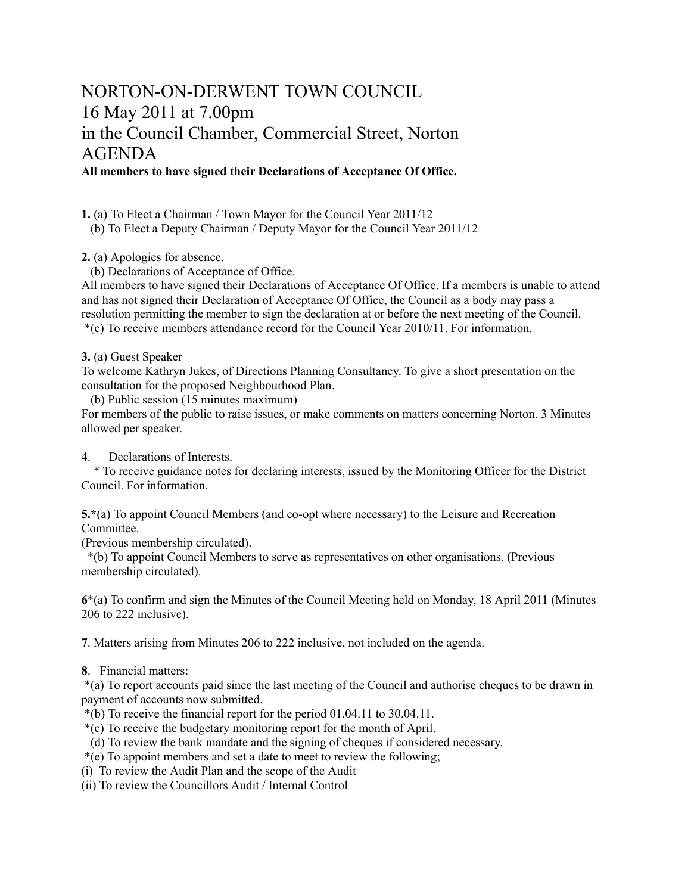# NORTON-ON-DERWENT TOWN COUNCIL
# 16 May 2011 at 7.00pm
# in the Council Chamber, Commercial Street, Norton
# AGENDA

**All members to have signed their Declarations of Acceptance Of Office.**

**1.** (a) To Elect a Chairman / Town Mayor for the Council Year 2011/12
(b) To Elect a Deputy Chairman / Deputy Mayor for the Council Year 2011/12

**2.** (a) Apologies for absence.
(b) Declarations of Acceptance of Office.
All members to have signed their Declarations of Acceptance Of Office. If a members is unable to attend and has not signed their Declaration of Acceptance Of Office, the Council as a body may pass a resolution permitting the member to sign the declaration at or before the next meeting of the Council.
*(c) To receive members attendance record for the Council Year 2010/11. For information.

**3.** (a) Guest Speaker
To welcome Kathryn Jukes, of Directions Planning Consultancy. To give a short presentation on the consultation for the proposed Neighbourhood Plan.
(b) Public session (15 minutes maximum)
For members of the public to raise issues, or make comments on matters concerning Norton. 3 Minutes allowed per speaker.

**4**. Declarations of Interests.
* To receive guidance notes for declaring interests, issued by the Monitoring Officer for the District Council. For information.

**5.***(a) To appoint Council Members (and co-opt where necessary) to the Leisure and Recreation Committee.
(Previous membership circulated).
*(b) To appoint Council Members to serve as representatives on other organisations. (Previous membership circulated).

**6***(a) To confirm and sign the Minutes of the Council Meeting held on Monday, 18 April 2011 (Minutes 206 to 222 inclusive).

**7**. Matters arising from Minutes 206 to 222 inclusive, not included on the agenda.

**8**. Financial matters:
*(a) To report accounts paid since the last meeting of the Council and authorise cheques to be drawn in payment of accounts now submitted.
*(b) To receive the financial report for the period 01.04.11 to 30.04.11.
*(c) To receive the budgetary monitoring report for the month of April.
(d) To review the bank mandate and the signing of cheques if considered necessary.
*(e) To appoint members and set a date to meet to review the following;
(i) To review the Audit Plan and the scope of the Audit
(ii) To review the Councillors Audit / Internal Control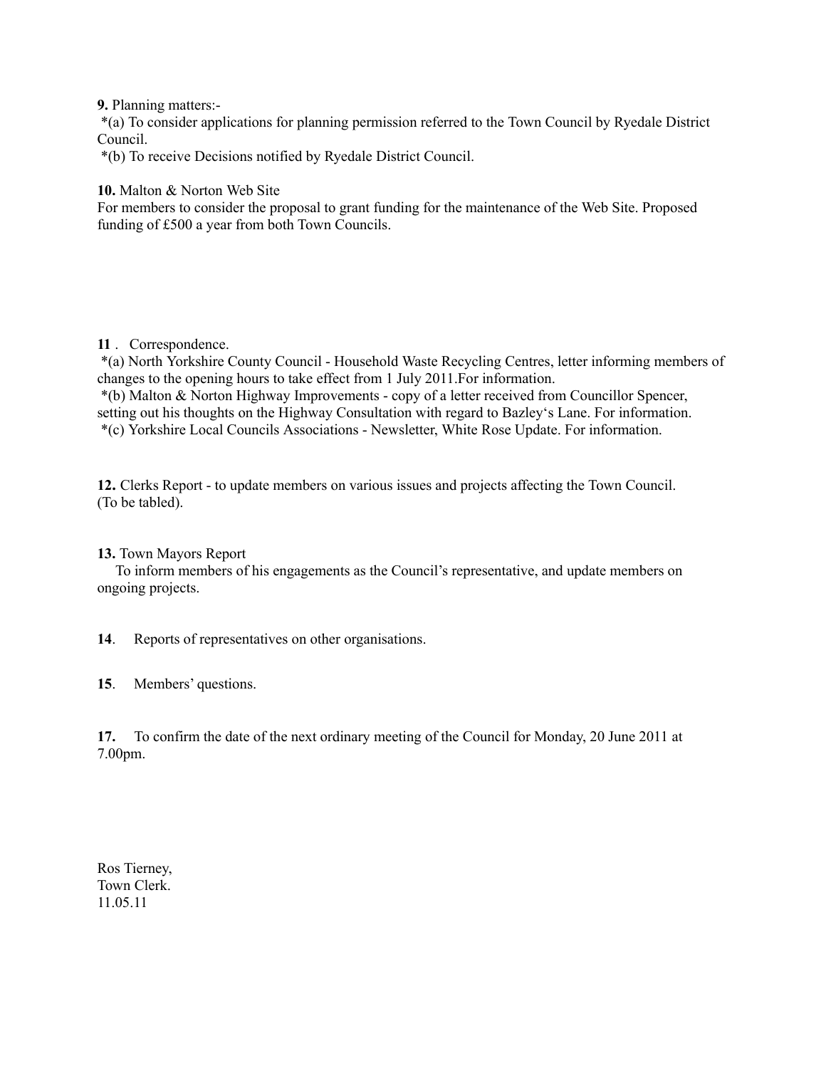**9.** Planning matters:-

*(a) To consider applications for planning permission referred to the Town Council by Ryedale District Council.

*(b) To receive Decisions notified by Ryedale District Council.

**10.** Malton & Norton Web Site

For members to consider the proposal to grant funding for the maintenance of the Web Site. Proposed funding of £500 a year from both Town Councils.

**11** . Correspondence.

*(a) North Yorkshire County Council - Household Waste Recycling Centres, letter informing members of changes to the opening hours to take effect from 1 July 2011.For information.

*(b) Malton & Norton Highway Improvements - copy of a letter received from Councillor Spencer, setting out his thoughts on the Highway Consultation with regard to Bazley's Lane. For information.

*(c) Yorkshire Local Councils Associations - Newsletter, White Rose Update. For information.

**12.** Clerks Report - to update members on various issues and projects affecting the Town Council. (To be tabled).

**13.** Town Mayors Report

To inform members of his engagements as the Council's representative, and update members on ongoing projects.

**14**. Reports of representatives on other organisations.

**15**. Members' questions.

**17.** To confirm the date of the next ordinary meeting of the Council for Monday, 20 June 2011 at 7.00pm.

Ros Tierney,
Town Clerk.
11.05.11